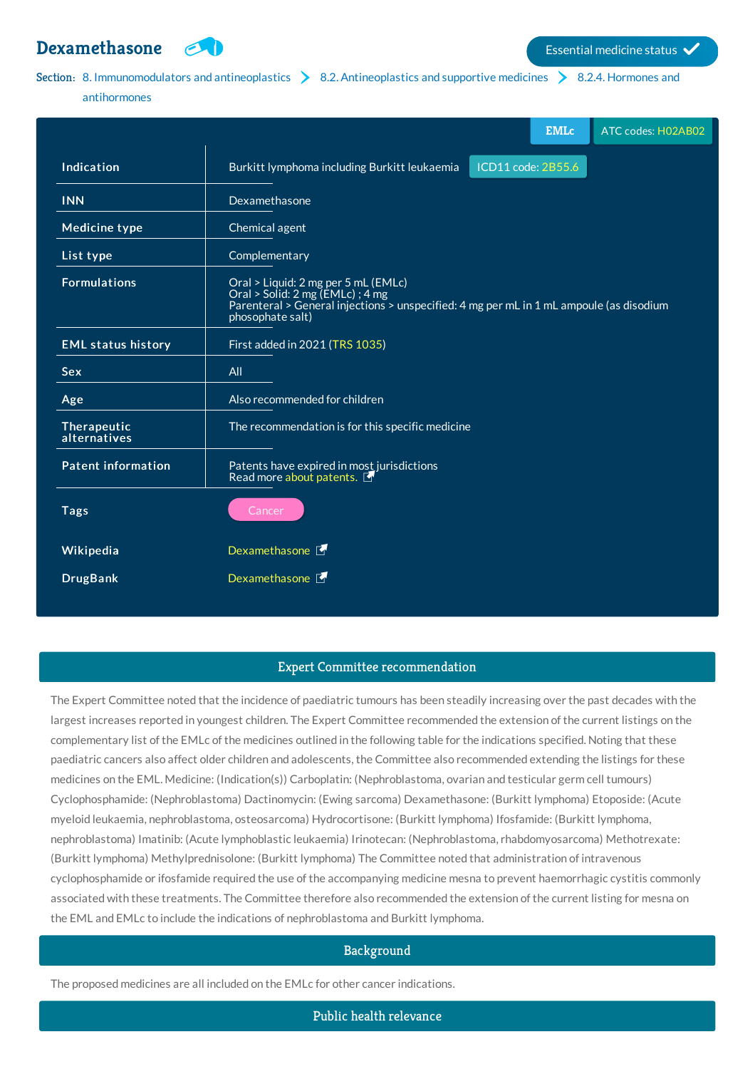# Dexamethasone

Essential medicine status ✓

Section: 8. Immunomodulators and antineoplastics > 8.2. Antineoplastics and supportive medicines > 8.2.4. Hormones and antihormones

EMLc | ATC codes: H02AB02

| | |
|---|---|
| Indication | Burkitt lymphoma including Burkitt leukaemia ICD11 code: 2B55.6 |
| INN | Dexamethasone |
| Medicine type | Chemical agent |
| List type | Complementary |
| Formulations | Oral > Liquid: 2 mg per 5 mL (EMLc)<br>Oral > Solid: 2 mg (EMLc) ; 4 mg<br>Parenteral > General injections > unspecified: 4 mg per mL in 1 mL ampoule (as disodium phosphate salt) |
| EML status history | First added in 2021 (TRS 1035) |
| Sex | All |
| Age | Also recommended for children |
| Therapeutic alternatives | The recommendation is for this specific medicine |
| Patent information | Patents have expired in most jurisdictions<br>Read more about patents. |
| Tags | Cancer |
| Wikipedia | Dexamethasone |
| DrugBank | Dexamethasone |

## Expert Committee recommendation

The Expert Committee noted that the incidence of paediatric tumours has been steadily increasing over the past decades with the largest increases reported in youngest children. The Expert Committee recommended the extension of the current listings on the complementary list of the EMLc of the medicines outlined in the following table for the indications specified. Noting that these paediatric cancers also affect older children and adolescents, the Committee also recommended extending the listings for these medicines on the EML. Medicine: (Indication(s)) Carboplatin: (Nephroblastoma, ovarian and testicular germ cell tumours) Cyclophosphamide: (Nephroblastoma) Dactinomycin: (Ewing sarcoma) Dexamethasone: (Burkitt lymphoma) Etoposide: (Acute myeloid leukaemia, nephroblastoma, osteosarcoma) Hydrocortisone: (Burkitt lymphoma) Ifosfamide: (Burkitt lymphoma, nephroblastoma) Imatinib: (Acute lymphoblastic leukaemia) Irinotecan: (Nephroblastoma, rhabdomyosarcoma) Methotrexate: (Burkitt lymphoma) Methylprednisolone: (Burkitt lymphoma) The Committee noted that administration of intravenous cyclophosphamide or ifosfamide required the use of the accompanying medicine mesna to prevent haemorrhagic cystitis commonly associated with these treatments. The Committee therefore also recommended the extension of the current listing for mesna on the EML and EMLc to include the indications of nephroblastoma and Burkitt lymphoma.

## Background

The proposed medicines are all included on the EMLc for other cancer indications.

## Public health relevance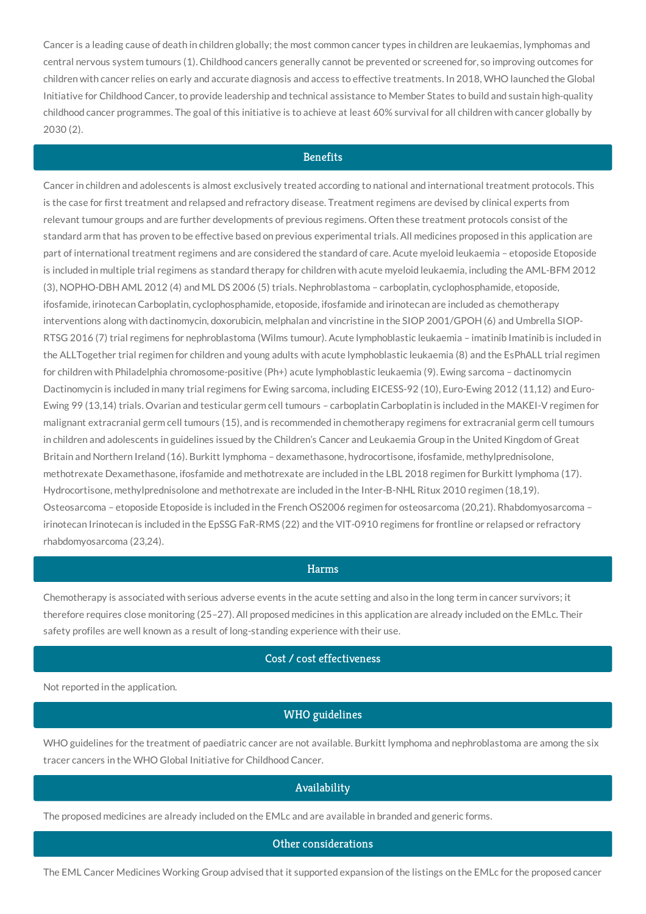Cancer is a leading cause of death in children globally; the most common cancer types in children are leukaemias, lymphomas and central nervous system tumours (1). Childhood cancers generally cannot be prevented or screened for, so improving outcomes for children with cancer relies on early and accurate diagnosis and access to effective treatments. In 2018, WHO launched the Global Initiative for Childhood Cancer, to provide leadership and technical assistance to Member States to build and sustain high-quality childhood cancer programmes. The goal of this initiative is to achieve at least 60% survival for all children with cancer globally by 2030 (2).

## Benefits

Cancer in children and adolescents is almost exclusively treated according to national and international treatment protocols. This is the case for first treatment and relapsed and refractory disease. Treatment regimens are devised by clinical experts from relevant tumour groups and are further developments of previous regimens. Often these treatment protocols consist of the standard arm that has proven to be effective based on previous experimental trials. All medicines proposed in this application are part of international treatment regimens and are considered the standard of care. Acute myeloid leukaemia – etoposide Etoposide is included in multiple trial regimens as standard therapy for children with acute myeloid leukaemia, including the AML-BFM 2012 (3), NOPHO-DBH AML 2012 (4) and ML DS 2006 (5) trials. Nephroblastoma – carboplatin, cyclophosphamide, etoposide, ifosfamide, irinotecan Carboplatin, cyclophosphamide, etoposide, ifosfamide and irinotecan are included as chemotherapy interventions along with dactinomycin, doxorubicin, melphalan and vincristine in the SIOP 2001/GPOH (6) and Umbrella SIOP-RTSG 2016 (7) trial regimens for nephroblastoma (Wilms tumour). Acute lymphoblastic leukaemia – imatinib Imatinib is included in the ALLTogether trial regimen for children and young adults with acute lymphoblastic leukaemia (8) and the EsPhALL trial regimen for children with Philadelphia chromosome-positive (Ph+) acute lymphoblastic leukaemia (9). Ewing sarcoma – dactinomycin Dactinomycin is included in many trial regimens for Ewing sarcoma, including EICESS-92 (10), Euro-Ewing 2012 (11,12) and Euro-Ewing 99 (13,14) trials. Ovarian and testicular germ cell tumours – carboplatin Carboplatin is included in the MAKEI-V regimen for malignant extracranial germ cell tumours (15), and is recommended in chemotherapy regimens for extracranial germ cell tumours in children and adolescents in guidelines issued by the Children's Cancer and Leukaemia Group in the United Kingdom of Great Britain and Northern Ireland (16). Burkitt lymphoma – dexamethasone, hydrocortisone, ifosfamide, methylprednisolone, methotrexate Dexamethasone, ifosfamide and methotrexate are included in the LBL 2018 regimen for Burkitt lymphoma (17). Hydrocortisone, methylprednisolone and methotrexate are included in the Inter-B-NHL Ritux 2010 regimen (18,19). Osteosarcoma – etoposide Etoposide is included in the French OS2006 regimen for osteosarcoma (20,21). Rhabdomyosarcoma – irinotecan Irinotecan is included in the EpSSG FaR-RMS (22) and the VIT-0910 regimens for frontline or relapsed or refractory rhabdomyosarcoma (23,24).

## Harms

Chemotherapy is associated with serious adverse events in the acute setting and also in the long term in cancer survivors; it therefore requires close monitoring (25–27). All proposed medicines in this application are already included on the EMLc. Their safety profiles are well known as a result of long-standing experience with their use.

## Cost / cost effectiveness

Not reported in the application.

## WHO guidelines

WHO guidelines for the treatment of paediatric cancer are not available. Burkitt lymphoma and nephroblastoma are among the six tracer cancers in the WHO Global Initiative for Childhood Cancer.

## Availability

The proposed medicines are already included on the EMLc and are available in branded and generic forms.

## Other considerations

The EML Cancer Medicines Working Group advised that it supported expansion of the listings on the EMLc for the proposed cancer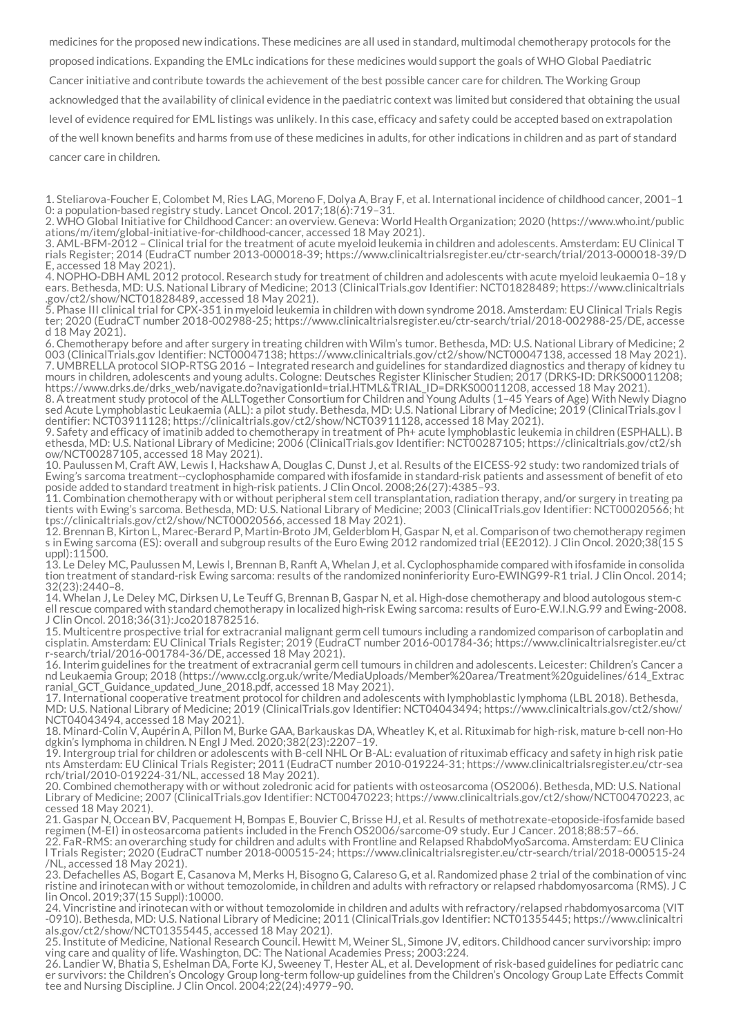medicines for the proposed new indications. These medicines are all used in standard, multimodal chemotherapy protocols for the proposed indications. Expanding the EMLc indications for these medicines would support the goals of WHO Global Paediatric Cancer initiative and contribute towards the achievement of the best possible cancer care for children. The Working Group acknowledged that the availability of clinical evidence in the paediatric context was limited but considered that obtaining the usual level of evidence required for EML listings was unlikely. In this case, efficacy and safety could be accepted based on extrapolation of the well known benefits and harms from use of these medicines in adults, for other indications in children and as part of standard cancer care in children.

1. Steliarova-Foucher E, Colombet M, Ries LAG, Moreno F, Dolya A, Bray F, et al. International incidence of childhood cancer, 2001–10: a population-based registry study. Lancet Oncol. 2017;18(6):719–31.
2. WHO Global Initiative for Childhood Cancer: an overview. Geneva: World Health Organization; 2020 (https://www.who.int/publications/m/item/global-initiative-for-childhood-cancer, accessed 18 May 2021).
3. AML-BFM-2012 – Clinical trial for the treatment of acute myeloid leukemia in children and adolescents. Amsterdam: EU Clinical Trials Register; 2014 (EudraCT number 2013-000018-39; https://www.clinicaltrialsregister.eu/ctr-search/trial/2013-000018-39/DE, accessed 18 May 2021).
4. NOPHO-DBH AML 2012 protocol. Research study for treatment of children and adolescents with acute myeloid leukaemia 0–18 years. Bethesda, MD: U.S. National Library of Medicine; 2013 (ClinicalTrials.gov Identifier: NCT01828489; https://www.clinicaltrials.gov/ct2/show/NCT01828489, accessed 18 May 2021).
5. Phase III clinical trial for CPX-351 in myeloid leukemia in children with down syndrome 2018. Amsterdam: EU Clinical Trials Register; 2020 (EudraCT number 2018-002988-25; https://www.clinicaltrialsregister.eu/ctr-search/trial/2018-002988-25/DE, accessed 18 May 2021).
6. Chemotherapy before and after surgery in treating children with Wilm's tumor. Bethesda, MD: U.S. National Library of Medicine; 2003 (ClinicalTrials.gov Identifier: NCT00047138; https://www.clinicaltrials.gov/ct2/show/NCT00047138, accessed 18 May 2021).
7. UMBRELLA protocol SIOP-RTSG 2016 – Integrated research and guidelines for standardized diagnostics and therapy of kidney tumours in children, adolescents and young adults. Cologne: Deutsches Register Klinischer Studien; 2017 (DRKS-ID: DRKS00011208; https://www.drks.de/drks_web/navigate.do?navigationId=trial.HTML&TRIAL_ID=DRKS00011208, accessed 18 May 2021).
8. A treatment study protocol of the ALLTogether Consortium for Children and Young Adults (1–45 Years of Age) With Newly Diagnosed Acute Lymphoblastic Leukaemia (ALL): a pilot study. Bethesda, MD: U.S. National Library of Medicine; 2019 (ClinicalTrials.gov Identifier: NCT03911128; https://clinicaltrials.gov/ct2/show/NCT03911128, accessed 18 May 2021).
9. Safety and efficacy of imatinib added to chemotherapy in treatment of Ph+ acute lymphoblastic leukemia in children (ESPHALL). Bethesda, MD: U.S. National Library of Medicine; 2006 (ClinicalTrials.gov Identifier: NCT00287105; https://clinicaltrials.gov/ct2/show/NCT00287105, accessed 18 May 2021).
10. Paulussen M, Craft AW, Lewis I, Hackshaw A, Douglas C, Dunst J, et al. Results of the EICESS-92 study: two randomized trials of Ewing's sarcoma treatment--cyclophosphamide compared with ifosfamide in standard-risk patients and assessment of benefit of etoposide added to standard treatment in high-risk patients. J Clin Oncol. 2008;26(27):4385–93.
11. Combination chemotherapy with or without peripheral stem cell transplantation, radiation therapy, and/or surgery in treating patients with Ewing's sarcoma. Bethesda, MD: U.S. National Library of Medicine; 2003 (ClinicalTrials.gov Identifier: NCT00020566; https://clinicaltrials.gov/ct2/show/NCT00020566, accessed 18 May 2021).
12. Brennan B, Kirton L, Marec-Berard P, Martin-Broto JM, Gelderblom H, Gaspar N, et al. Comparison of two chemotherapy regimens in Ewing sarcoma (ES): overall and subgroup results of the Euro Ewing 2012 randomized trial (EE2012). J Clin Oncol. 2020;38(15 Suppl):11500.
13. Le Deley MC, Paulussen M, Lewis I, Brennan B, Ranft A, Whelan J, et al. Cyclophosphamide compared with ifosfamide in consolidation treatment of standard-risk Ewing sarcoma: results of the randomized noninferiority Euro-EWING99-R1 trial. J Clin Oncol. 2014;32(23):2440–8.
14. Whelan J, Le Deley MC, Dirksen U, Le Teuff G, Brennan B, Gaspar N, et al. High-dose chemotherapy and blood autologous stem-cell rescue compared with standard chemotherapy in localized high-risk Ewing sarcoma: results of Euro-E.W.I.N.G.99 and Ewing-2008. J Clin Oncol. 2018;36(31):Jco2018782516.
15. Multicentre prospective trial for extracranial malignant germ cell tumours including a randomized comparison of carboplatin and cisplatin. Amsterdam: EU Clinical Trials Register; 2019 (EudraCT number 2016-001784-36; https://www.clinicaltrialsregister.eu/ctr-search/trial/2016-001784-36/DE, accessed 18 May 2021).
16. Interim guidelines for the treatment of extracranial germ cell tumours in children and adolescents. Leicester: Children's Cancer and Leukaemia Group; 2018 (https://www.cclg.org.uk/write/MediaUploads/Member%20area/Treatment%20guidelines/614_Extracranial_GCT_Guidance_updated_June_2018.pdf, accessed 18 May 2021).
17. International cooperative treatment protocol for children and adolescents with lymphoblastic lymphoma (LBL 2018). Bethesda, MD: U.S. National Library of Medicine; 2019 (ClinicalTrials.gov Identifier: NCT04043494; https://www.clinicaltrials.gov/ct2/show/NCT04043494, accessed 18 May 2021).
18. Minard-Colin V, Aupérin A, Pillon M, Burke GAA, Barkauskas DA, Wheatley K, et al. Rituximab for high-risk, mature b-cell non-Hodgkin's lymphoma in children. N Engl J Med. 2020;382(23):2207–19.
19. Intergroup trial for children or adolescents with B-cell NHL Or B-AL: evaluation of rituximab efficacy and safety in high risk patients Amsterdam: EU Clinical Trials Register; 2011 (EudraCT number 2010-019224-31; https://www.clinicaltrialsregister.eu/ctr-search/trial/2010-019224-31/NL, accessed 18 May 2021).
20. Combined chemotherapy with or without zoledronic acid for patients with osteosarcoma (OS2006). Bethesda, MD: U.S. National Library of Medicine; 2007 (ClinicalTrials.gov Identifier: NCT00470223; https://www.clinicaltrials.gov/ct2/show/NCT00470223, accessed 18 May 2021).
21. Gaspar N, Occean BV, Pacquement H, Bompas E, Bouvier C, Brisse HJ, et al. Results of methotrexate-etoposide-ifosfamide based regimen (M-EI) in osteosarcoma patients included in the French OS2006/sarcome-09 study. Eur J Cancer. 2018;88:57–66.
22. FaR-RMS: an overarching study for children and adults with Frontline and Relapsed RhabdoMyoSarcoma. Amsterdam: EU Clinical Trials Register; 2020 (EudraCT number 2018-000515-24; https://www.clinicaltrialsregister.eu/ctr-search/trial/2018-000515-24/NL, accessed 18 May 2021).
23. Defachelles AS, Bogart E, Casanova M, Merks H, Bisogno G, Calareso G, et al. Randomized phase 2 trial of the combination of vincristine and irinotecan with or without temozolomide, in children and adults with refractory or relapsed rhabdomyosarcoma (RMS). J Clin Oncol. 2019;37(15 Suppl):10000.
24. Vincristine and irinotecan with or without temozolomide in children and adults with refractory/relapsed rhabdomyosarcoma (VIT-0910). Bethesda, MD: U.S. National Library of Medicine; 2011 (ClinicalTrials.gov Identifier: NCT01355445; https://www.clinicaltrials.gov/ct2/show/NCT01355445, accessed 18 May 2021).
25. Institute of Medicine, National Research Council. Hewitt M, Weiner SL, Simone JV, editors. Childhood cancer survivorship: improving care and quality of life. Washington, DC: The National Academies Press; 2003:224.
26. Landier W, Bhatia S, Eshelman DA, Forte KJ, Sweeney T, Hester AL, et al. Development of risk-based guidelines for pediatric cancer survivors: the Children's Oncology Group long-term follow-up guidelines from the Children's Oncology Group Late Effects Committee and Nursing Discipline. J Clin Oncol. 2004;22(24):4979–90.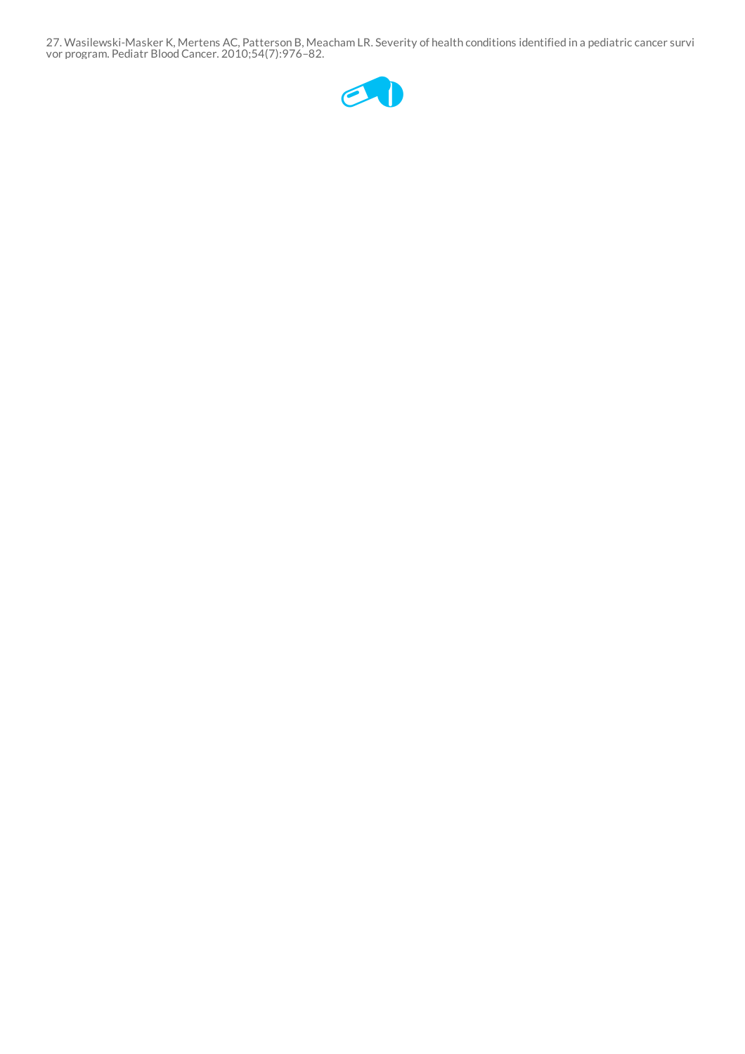27. Wasilewski-Masker K, Mertens AC, Patterson B, Meacham LR. Severity of health conditions identified in a pediatric cancer survivor program. Pediatr Blood Cancer. 2010;54(7):976–82.